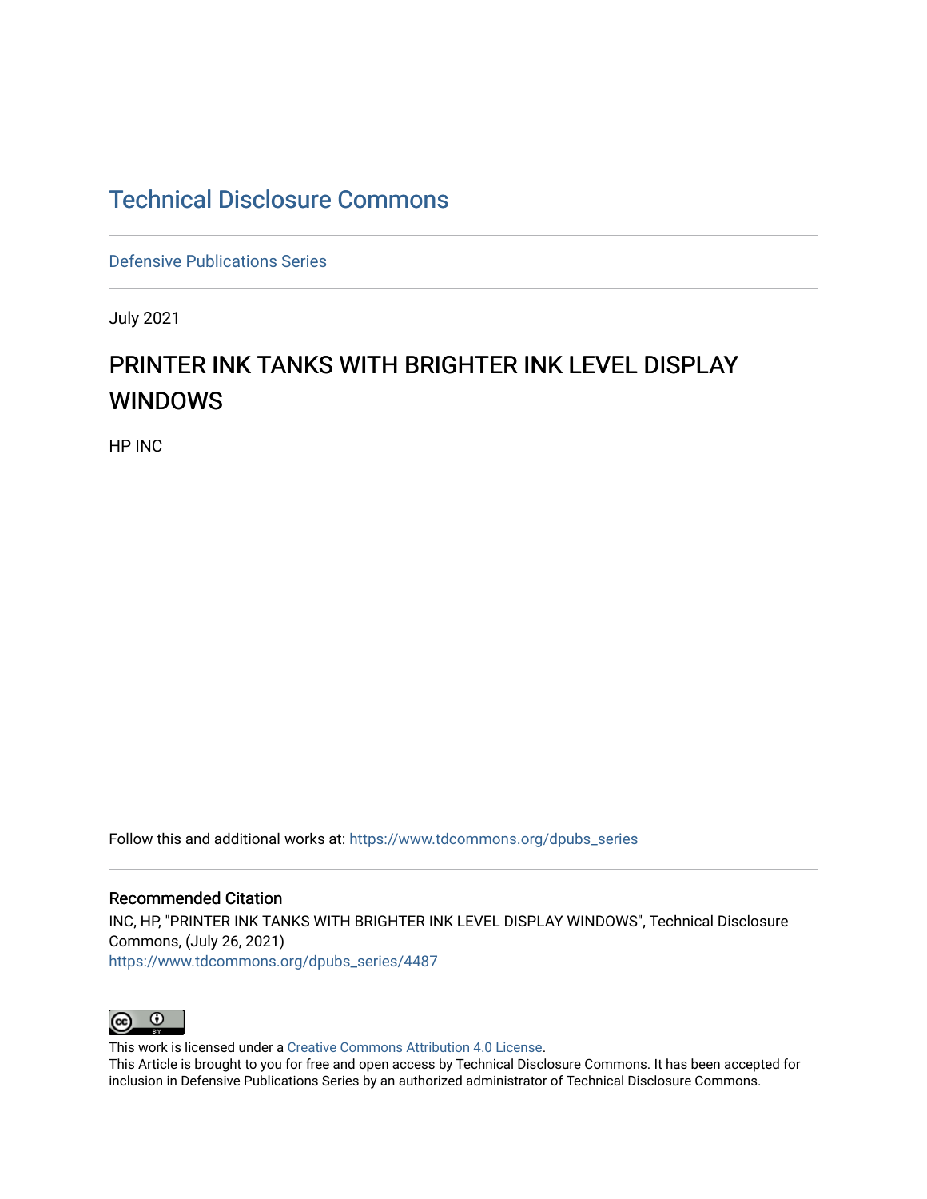# Technical Disclosure Commons

Defensive Publications Series

July 2021

## PRINTER INK TANKS WITH BRIGHTER INK LEVEL DISPLAY WINDOWS

HP INC

Follow this and additional works at: https://www.tdcommons.org/dpubs_series

### Recommended Citation

INC, HP, "PRINTER INK TANKS WITH BRIGHTER INK LEVEL DISPLAY WINDOWS", Technical Disclosure Commons, (July 26, 2021)
https://www.tdcommons.org/dpubs_series/4487

This work is licensed under a Creative Commons Attribution 4.0 License.
This Article is brought to you for free and open access by Technical Disclosure Commons. It has been accepted for inclusion in Defensive Publications Series by an authorized administrator of Technical Disclosure Commons.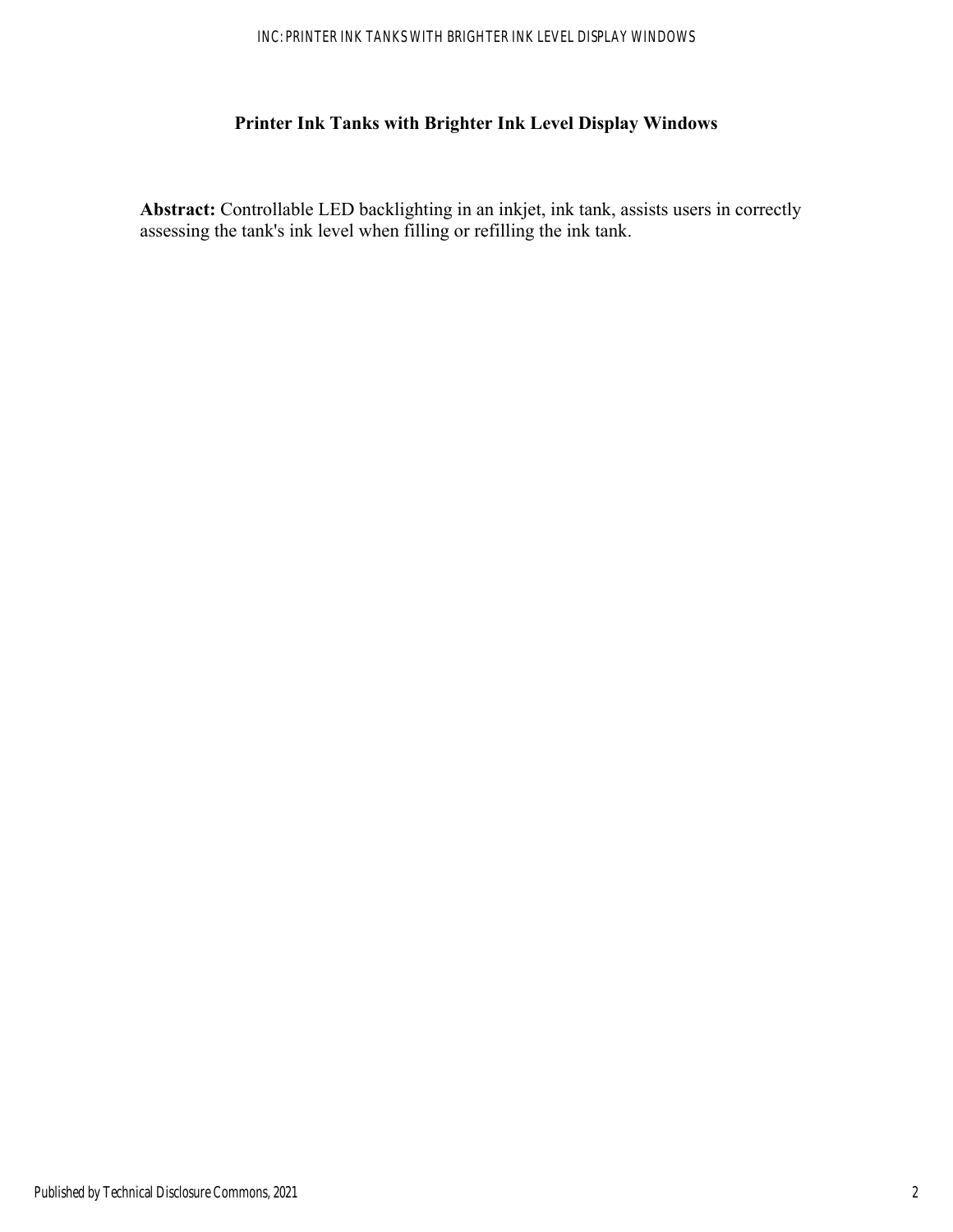# Printer Ink Tanks with Brighter Ink Level Display Windows

**Abstract:** Controllable LED backlighting in an inkjet, ink tank, assists users in correctly assessing the tank's ink level when filling or refilling the ink tank.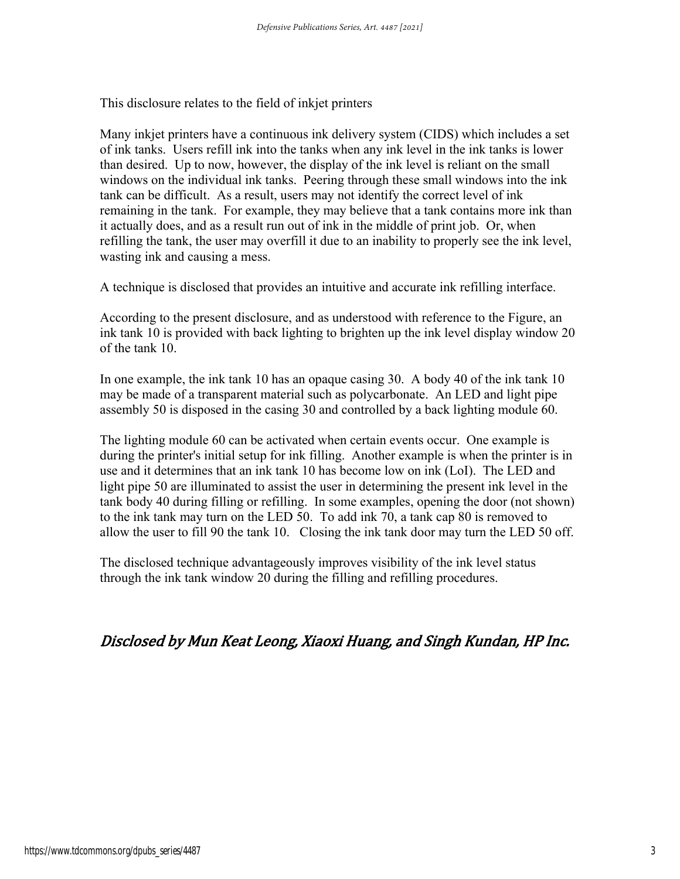This disclosure relates to the field of inkjet printers

Many inkjet printers have a continuous ink delivery system (CIDS) which includes a set of ink tanks. Users refill ink into the tanks when any ink level in the ink tanks is lower than desired. Up to now, however, the display of the ink level is reliant on the small windows on the individual ink tanks. Peering through these small windows into the ink tank can be difficult. As a result, users may not identify the correct level of ink remaining in the tank. For example, they may believe that a tank contains more ink than it actually does, and as a result run out of ink in the middle of print job. Or, when refilling the tank, the user may overfill it due to an inability to properly see the ink level, wasting ink and causing a mess.

A technique is disclosed that provides an intuitive and accurate ink refilling interface.

According to the present disclosure, and as understood with reference to the Figure, an ink tank 10 is provided with back lighting to brighten up the ink level display window 20 of the tank 10.

In one example, the ink tank 10 has an opaque casing 30. A body 40 of the ink tank 10 may be made of a transparent material such as polycarbonate. An LED and light pipe assembly 50 is disposed in the casing 30 and controlled by a back lighting module 60.

The lighting module 60 can be activated when certain events occur. One example is during the printer's initial setup for ink filling. Another example is when the printer is in use and it determines that an ink tank 10 has become low on ink (LoI). The LED and light pipe 50 are illuminated to assist the user in determining the present ink level in the tank body 40 during filling or refilling. In some examples, opening the door (not shown) to the ink tank may turn on the LED 50. To add ink 70, a tank cap 80 is removed to allow the user to fill 90 the tank 10. Closing the ink tank door may turn the LED 50 off.

The disclosed technique advantageously improves visibility of the ink level status through the ink tank window 20 during the filling and refilling procedures.

*Disclosed by Mun Keat Leong, Xiaoxi Huang, and Singh Kundan, HP Inc.*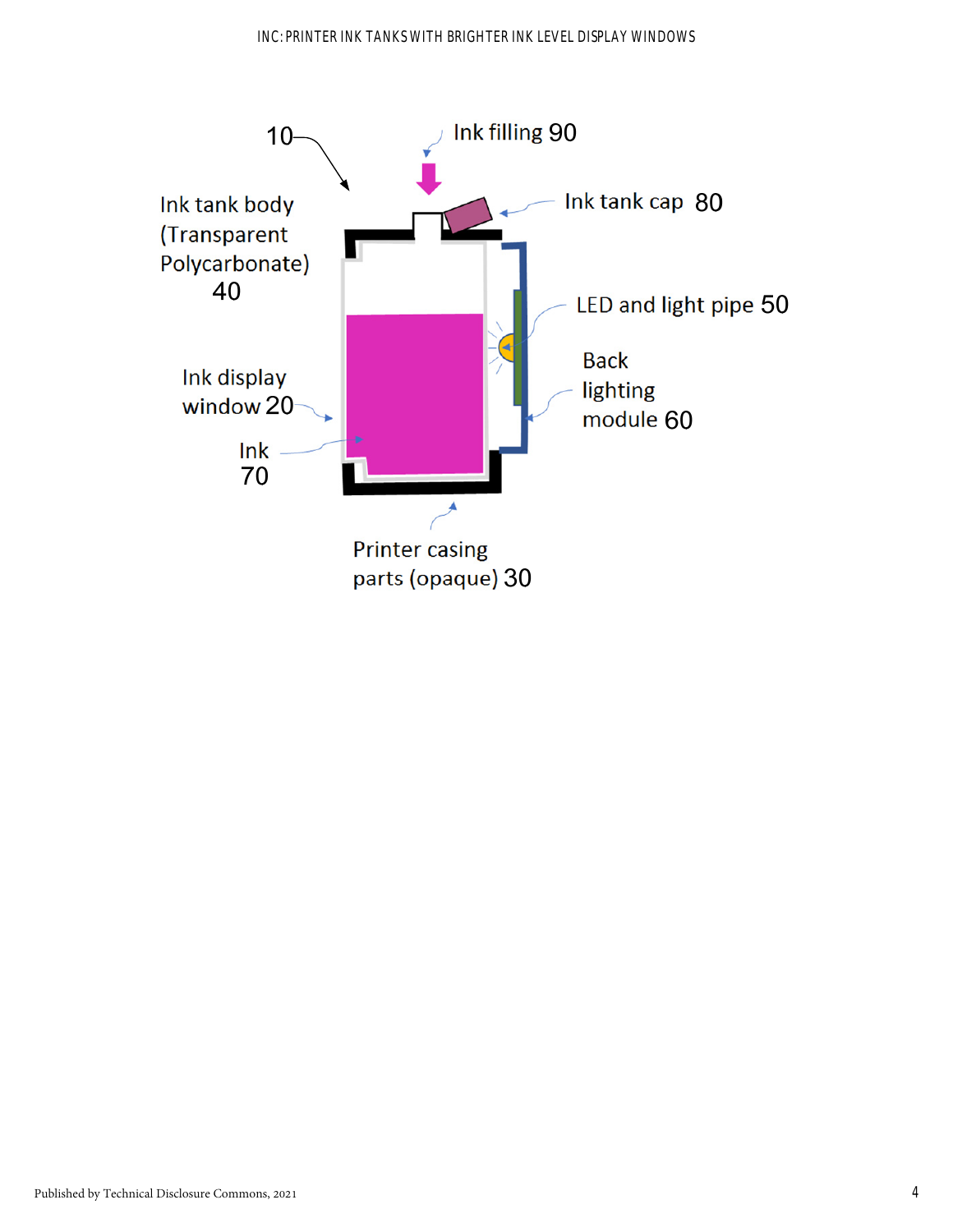10

Ink filling 90

Ink tank cap 80

Ink tank body (Transparent Polycarbonate) 40

LED and light pipe 50

Back lighting module 60

Ink display window 20

Ink 70

Printer casing parts (opaque) 30